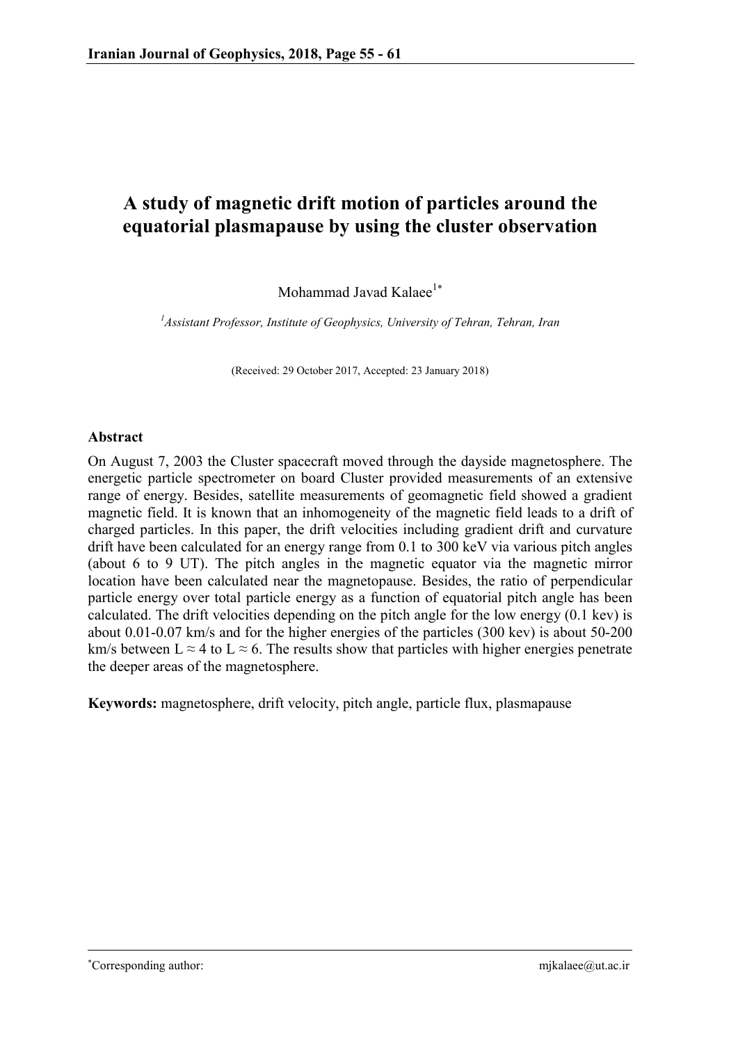# A study of magnetic drift motion of particles around the equatorial plasmapause by using the cluster observation

Mohammad Javad Kalaee[1*]

[1] *Assistant Professor, Institute of Geophysics, University of Tehran, Tehran, Iran*

(Received: 29 October 2017, Accepted: 23 January 2018)

## Abstract

On August 7, 2003 the Cluster spacecraft moved through the dayside magnetosphere. The energetic particle spectrometer on board Cluster provided measurements of an extensive range of energy. Besides, satellite measurements of geomagnetic field showed a gradient magnetic field. It is known that an inhomogeneity of the magnetic field leads to a drift of charged particles. In this paper, the drift velocities including gradient drift and curvature drift have been calculated for an energy range from 0.1 to 300 keV via various pitch angles (about 6 to 9 UT). The pitch angles in the magnetic equator via the magnetic mirror location have been calculated near the magnetopause. Besides, the ratio of perpendicular particle energy over total particle energy as a function of equatorial pitch angle has been calculated. The drift velocities depending on the pitch angle for the low energy (0.1 kev) is about 0.01-0.07 km/s and for the higher energies of the particles (300 kev) is about 50-200 km/s between $L \approx 4$ to $L \approx 6$. The results show that particles with higher energies penetrate the deeper areas of the magnetosphere.

**Keywords:** magnetosphere, drift velocity, pitch angle, particle flux, plasmapause

---

*Corresponding author: mjkalaee@ut.ac.ir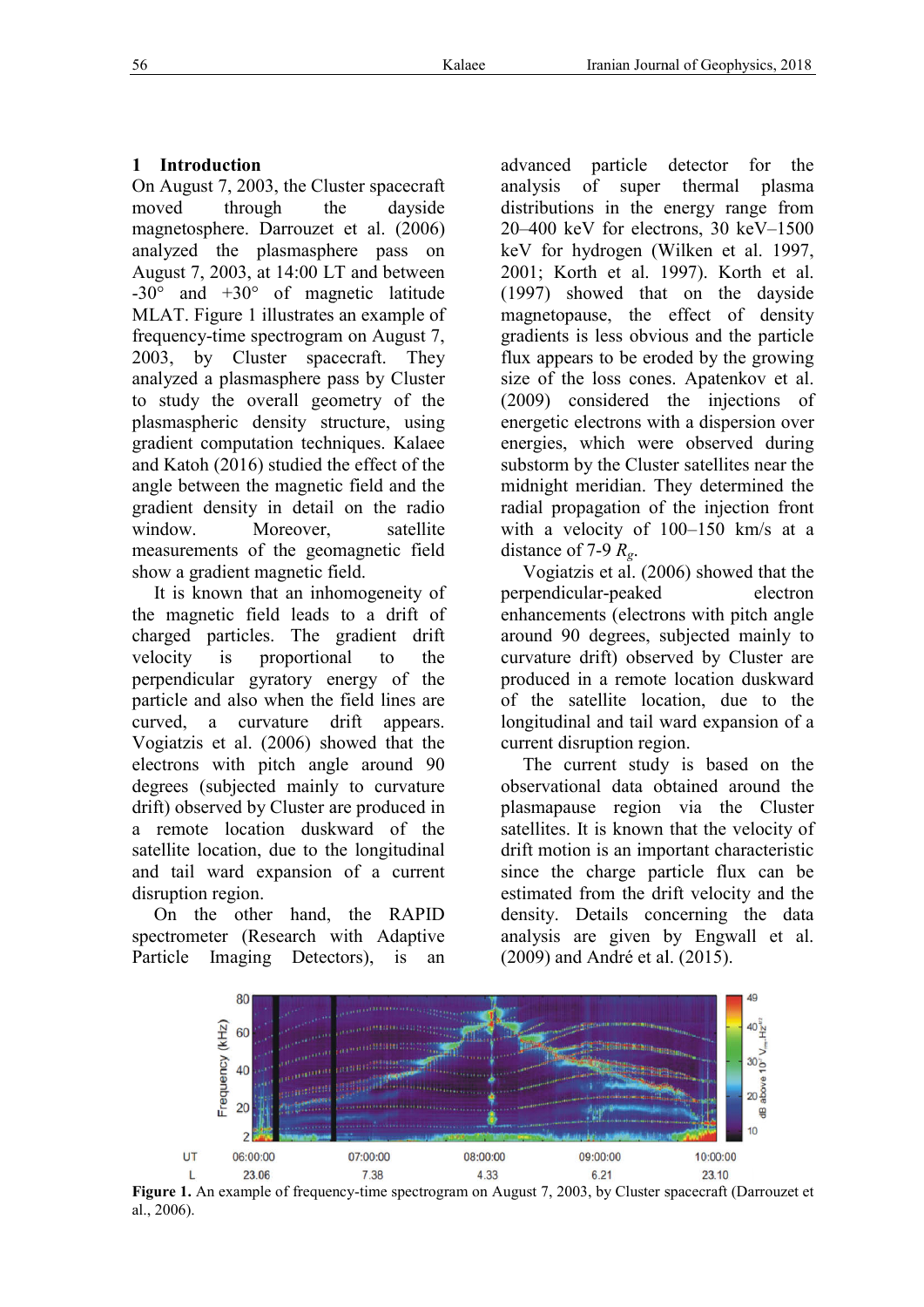## 1 Introduction

On August 7, 2003, the Cluster spacecraft moved through the dayside magnetosphere. Darrouzet et al. (2006) analyzed the plasmasphere pass on August 7, 2003, at 14:00 LT and between -30° and +30° of magnetic latitude MLAT. Figure 1 illustrates an example of frequency-time spectrogram on August 7, 2003, by Cluster spacecraft. They analyzed a plasmasphere pass by Cluster to study the overall geometry of the plasmaspheric density structure, using gradient computation techniques. Kalaee and Katoh (2016) studied the effect of the angle between the magnetic field and the gradient density in detail on the radio window. Moreover, satellite measurements of the geomagnetic field show a gradient magnetic field.

It is known that an inhomogeneity of the magnetic field leads to a drift of charged particles. The gradient drift velocity is proportional to the perpendicular gyratory energy of the particle and also when the field lines are curved, a curvature drift appears. Vogiatzis et al. (2006) showed that the electrons with pitch angle around 90 degrees (subjected mainly to curvature drift) observed by Cluster are produced in a remote location duskward of the satellite location, due to the longitudinal and tail ward expansion of a current disruption region.

On the other hand, the RAPID spectrometer (Research with Adaptive Particle Imaging Detectors), is an advanced particle detector for the analysis of super thermal plasma distributions in the energy range from 20–400 keV for electrons, 30 keV–1500 keV for hydrogen (Wilken et al. 1997, 2001; Korth et al. 1997). Korth et al. (1997) showed that on the dayside magnetopause, the effect of density gradients is less obvious and the particle flux appears to be eroded by the growing size of the loss cones. Apatenkov et al. (2009) considered the injections of energetic electrons with a dispersion over energies, which were observed during substorm by the Cluster satellites near the midnight meridian. They determined the radial propagation of the injection front with a velocity of 100–150 km/s at a distance of 7-9 $R_g$.

Vogiatzis et al. (2006) showed that the perpendicular-peaked electron enhancements (electrons with pitch angle around 90 degrees, subjected mainly to curvature drift) observed by Cluster are produced in a remote location duskward of the satellite location, due to the longitudinal and tail ward expansion of a current disruption region.

The current study is based on the observational data obtained near the plasmapause region via the Cluster satellites. It is known that the velocity of drift motion is an important characteristic since the charge particle flux can be estimated from the drift velocity and the density. Details concerning the data analysis are given by Engwall et al. (2009) and André et al. (2015).

**Figure 1.** An example of frequency-time spectrogram on August 7, 2003, by Cluster spacecraft (Darrouzet et al., 2006).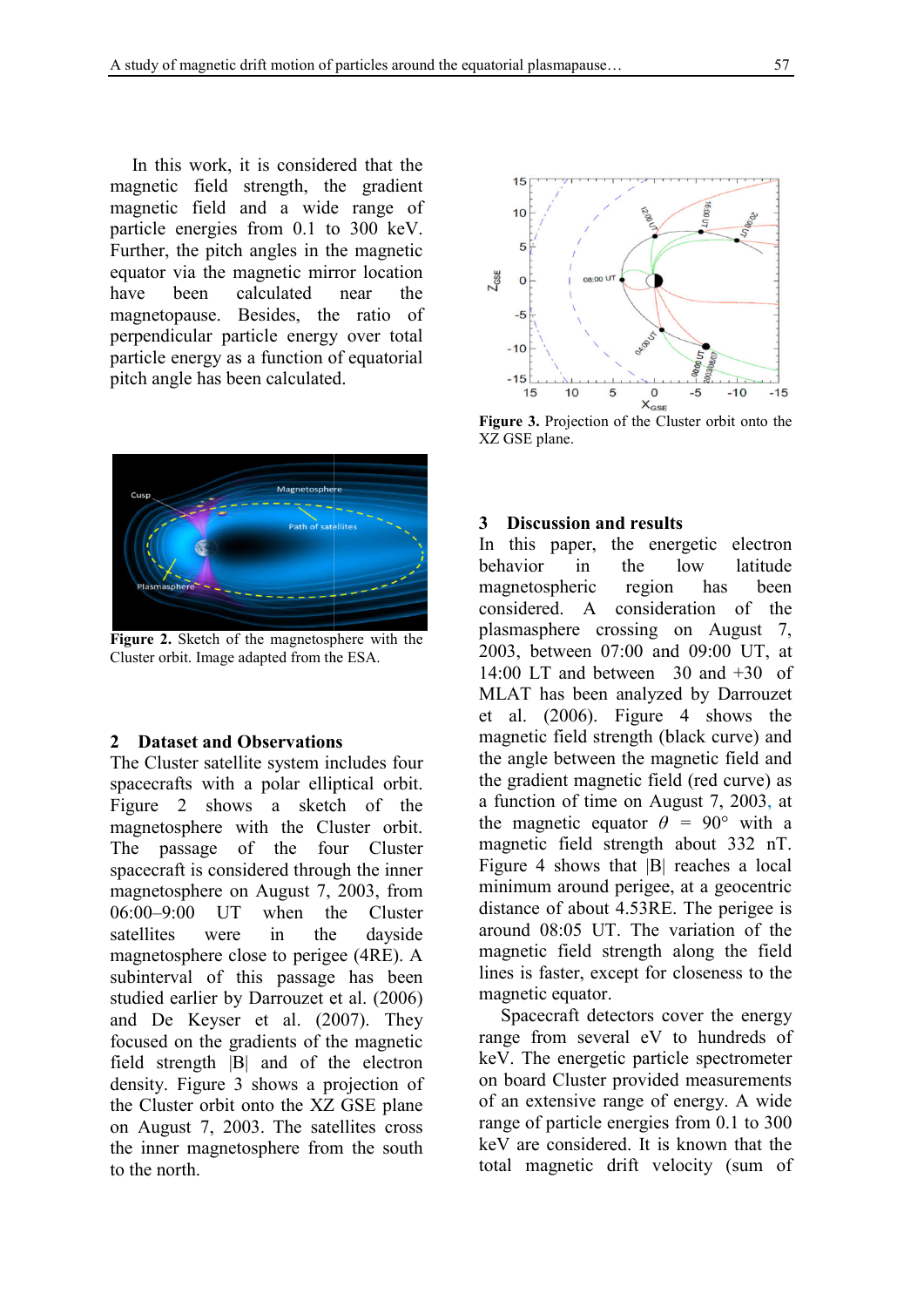In this work, it is considered that the magnetic field strength, the gradient magnetic field and a wide range of particle energies from 0.1 to 300 keV. Further, the pitch angles in the magnetic equator via the magnetic mirror location have been calculated near the magnetopause. Besides, the ratio of perpendicular particle energy over total particle energy as a function of equatorial pitch angle has been calculated.

**Figure 2.** Sketch of the magnetosphere with the Cluster orbit. Image adapted from the ESA.

## 2 Dataset and Observations

The Cluster satellite system includes four spacecrafts with a polar elliptical orbit. Figure 2 shows a sketch of the magnetosphere with the Cluster orbit. The passage of the four Cluster spacecraft is considered through the inner magnetosphere on August 7, 2003, from 06:00–9:00 UT when the Cluster satellites were in the dayside magnetosphere close to perigee (4RE). A subinterval of this passage has been studied earlier by Darrouzet et al. (2006) and De Keyser et al. (2007). They focused on the gradients of the magnetic field strength |B| and of the electron density. Figure 3 shows a projection of the Cluster orbit onto the XZ GSE plane on August 7, 2003. The satellites cross the inner magnetosphere from the south to the north.

**Figure 3.** Projection of the Cluster orbit onto the XZ GSE plane.

## 3 Discussion and results

In this paper, the energetic electron behavior in the low latitude magnetospheric region has been considered. A consideration of the plasmasphere crossing on August 7, 2003, between 07:00 and 09:00 UT, at 14:00 LT and between 30 and +30 of MLAT has been analyzed by Darrouzet et al. (2006). Figure 4 shows the magnetic field strength (black curve) and the angle between the magnetic field and the gradient magnetic field (red curve) as a function of time on August 7, 2003, at the magnetic equator $\theta = 90°$ with a magnetic field strength about 332 nT. Figure 4 shows that |B| reaches a local minimum around perigee, at a geocentric distance of about 4.53RE. The perigee is around 08:05 UT. The variation of the magnetic field strength along the field lines is faster, except for closeness to the magnetic equator.

Spacecraft detectors cover the energy range from several eV to hundreds of keV. The energetic particle spectrometer on board Cluster provided measurements of an extensive range of energy. A wide range of particle energies from 0.1 to 300 keV are considered. It is known that the total magnetic drift velocity (sum of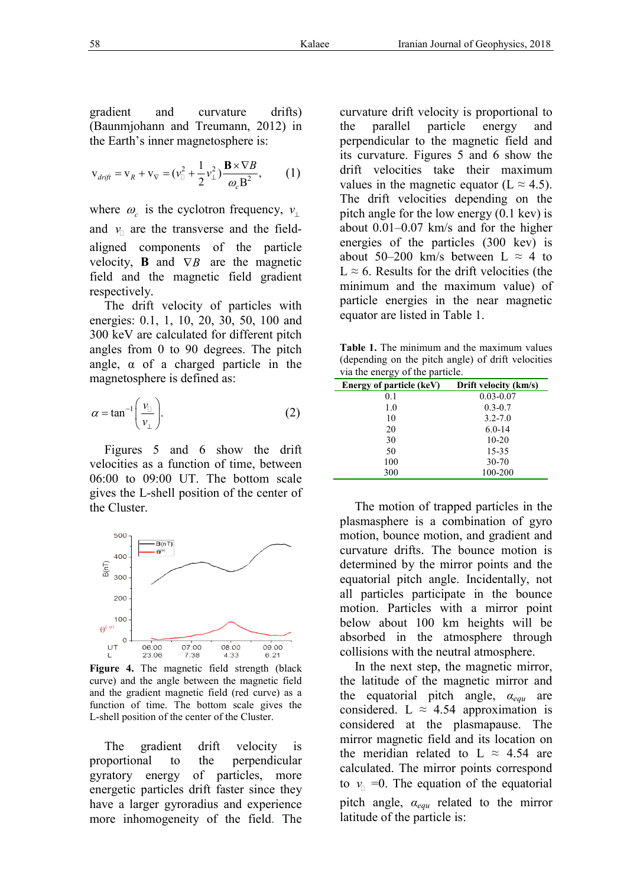gradient and curvature drifts) (Baunmjohann and Treumann, 2012) in the Earth's inner magnetosphere is:

$$v_{drift} = v_R + v_\nabla = (v_\parallel^2 + \frac{1}{2}v_\perp^2)\frac{\mathbf{B}\times\nabla B}{\omega_c \mathrm{B}^2}, \qquad (1)$$

where $\omega_c$ is the cyclotron frequency, $v_\perp$ and $v_\parallel$ are the transverse and the field-aligned components of the particle velocity, $\mathbf{B}$ and $\nabla B$ are the magnetic field and the magnetic field gradient respectively.

The drift velocity of particles with energies: 0.1, 1, 10, 20, 30, 50, 100 and 300 keV are calculated for different pitch angles from 0 to 90 degrees. The pitch angle, α of a charged particle in the magnetosphere is defined as:

$$\alpha = \tan^{-1}\left(\frac{v_\parallel}{v_\perp}\right). \qquad (2)$$

Figures 5 and 6 show the drift velocities as a function of time, between 06:00 to 09:00 UT. The bottom scale gives the L-shell position of the center of the Cluster.

**Figure 4.** The magnetic field strength (black curve) and the angle between the magnetic field and the gradient magnetic field (red curve) as a function of time. The bottom scale gives the L-shell position of the center of the Cluster.

The gradient drift velocity is proportional to the perpendicular gyratory energy of particles, more energetic particles drift faster since they have a larger gyroradius and experience more inhomogeneity of the field. The curvature drift velocity is proportional to the parallel particle energy and perpendicular to the magnetic field and its curvature. Figures 5 and 6 show the drift velocities take their maximum values in the magnetic equator (L ≈ 4.5). The drift velocities depending on the pitch angle for the low energy (0.1 kev) is about 0.01–0.07 km/s and for the higher energies of the particles (300 kev) is about 50–200 km/s between L ≈ 4 to L ≈ 6. Results for the drift velocities (the minimum and the maximum value) of particle energies in the near magnetic equator are listed in Table 1.

**Table 1.** The minimum and the maximum values (depending on the pitch angle) of drift velocities via the energy of the particle.

| Energy of particle (keV) | Drift velocity (km/s) |
|---|---|
| 0.1 | 0.03-0.07 |
| 1.0 | 0.3-0.7 |
| 10 | 3.2-7.0 |
| 20 | 6.0-14 |
| 30 | 10-20 |
| 50 | 15-35 |
| 100 | 30-70 |
| 300 | 100-200 |

The motion of trapped particles in the plasmasphere is a combination of gyro motion, bounce motion, and gradient and curvature drifts. The bounce motion is determined by the mirror points and the equatorial pitch angle. Incidentally, not all particles participate in the bounce motion. Particles with a mirror point below about 100 km heights will be absorbed in the atmosphere through collisions with the neutral atmosphere.

In the next step, the magnetic mirror, the latitude of the magnetic mirror and the equatorial pitch angle, $\alpha_{equ}$ are considered. L ≈ 4.54 approximation is considered at the plasmapause. The mirror magnetic field and its location on the meridian related to L ≈ 4.54 are calculated. The mirror points correspond to $v_\parallel$ =0. The equation of the equatorial pitch angle, $\alpha_{equ}$ related to the mirror latitude of the particle is: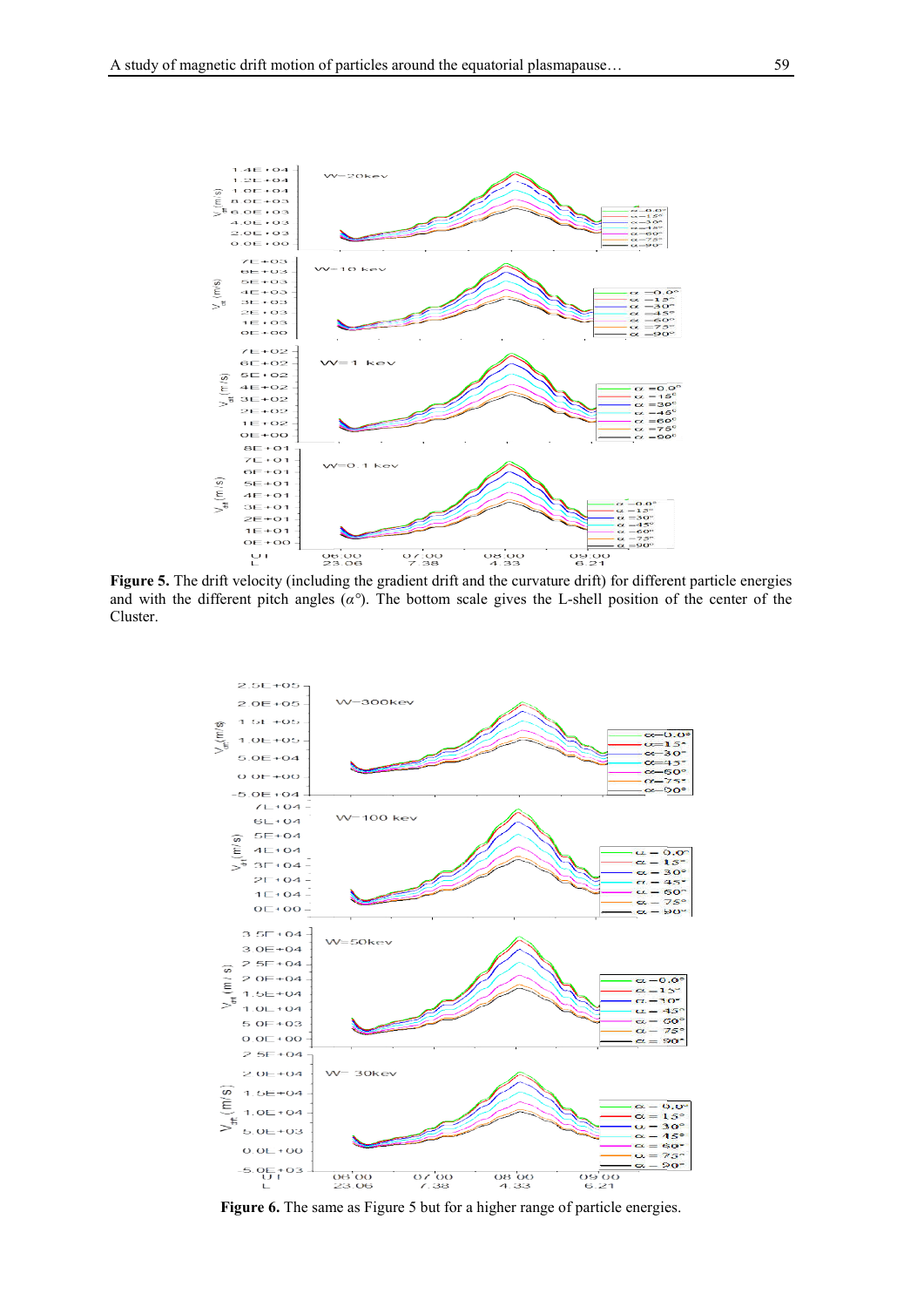**Figure 5.** The drift velocity (including the gradient drift and the curvature drift) for different particle energies and with the different pitch angles ($\alpha°$). The bottom scale gives the L-shell position of the center of the Cluster.

**Figure 6.** The same as Figure 5 but for a higher range of particle energies.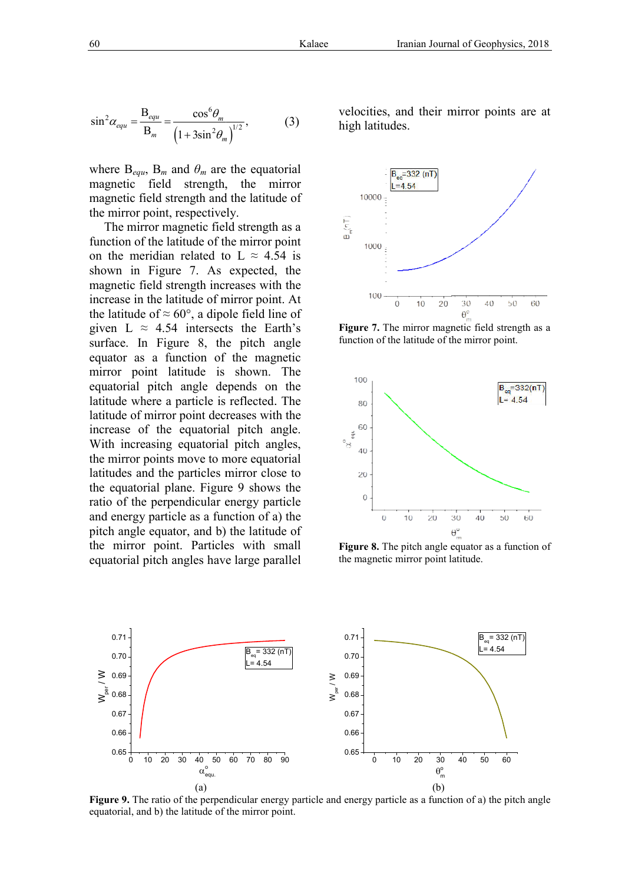$$\sin^2\alpha_{equ} = \frac{B_{equ}}{B_m} = \frac{\cos^6\theta_m}{\left(1+3\sin^2\theta_m\right)^{1/2}}, \qquad (3)$$

where $B_{equ}$, $B_m$ and $\theta_m$ are the equatorial magnetic field strength, the mirror magnetic field strength and the latitude of the mirror point, respectively.

The mirror magnetic field strength as a function of the latitude of the mirror point on the meridian related to L ≈ 4.54 is shown in Figure 7. As expected, the magnetic field strength increases with the increase in the latitude of mirror point. At the latitude of ≈ 60°, a dipole field line of given L ≈ 4.54 intersects the Earth's surface. In Figure 8, the pitch angle equator as a function of the magnetic mirror point latitude is shown. The equatorial pitch angle depends on the latitude where a particle is reflected. The latitude of mirror point decreases with the increase of the equatorial pitch angle. With increasing equatorial pitch angles, the mirror points move to more equatorial latitudes and the particles mirror close to the equatorial plane. Figure 9 shows the ratio of the perpendicular energy particle and energy particle as a function of a) the pitch angle equator, and b) the latitude of the mirror point. Particles with small equatorial pitch angles have large parallel velocities, and their mirror points are at high latitudes.

**Figure 7.** The mirror magnetic field strength as a function of the latitude of the mirror point.

**Figure 8.** The pitch angle equator as a function of the magnetic mirror point latitude.

**Figure 9.** The ratio of the perpendicular energy particle and energy particle as a function of a) the pitch angle equatorial, and b) the latitude of the mirror point.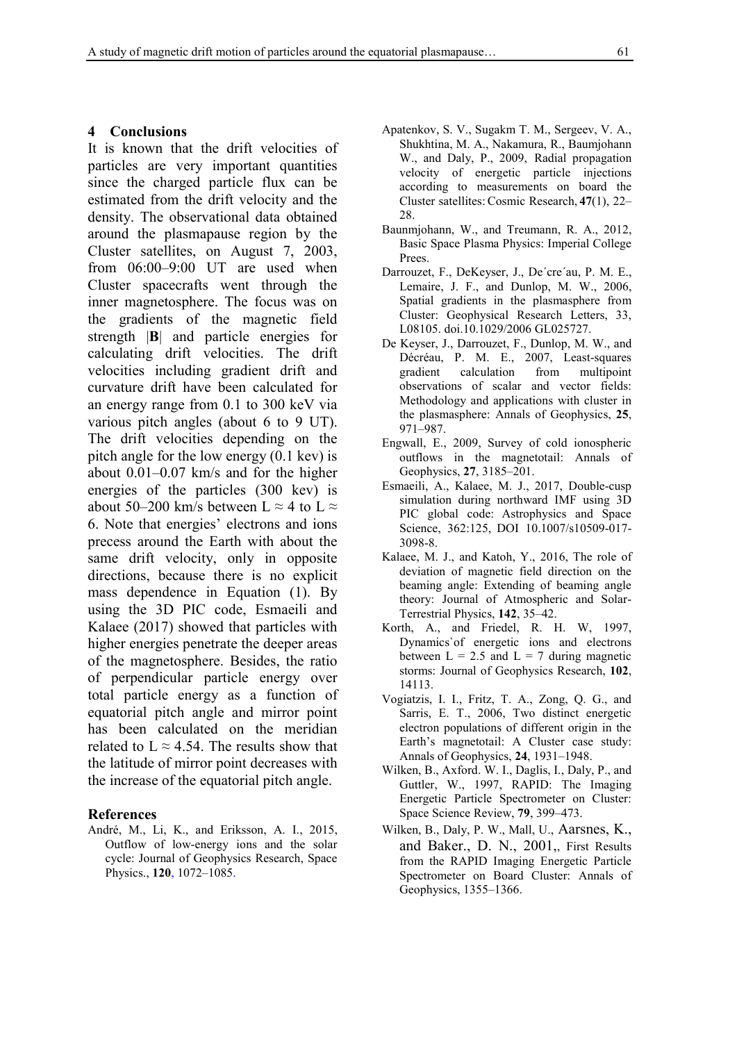## 4 Conclusions

It is known that the drift velocities of particles are very important quantities since the charged particle flux can be estimated from the drift velocity and the density. The observational data obtained around the plasmapause region by the Cluster satellites, on August 7, 2003, from 06:00–9:00 UT are used when Cluster spacecrafts went through the inner magnetosphere. The focus was on the gradients of the magnetic field strength |**B**| and particle energies for calculating drift velocities. The drift velocities including gradient drift and curvature drift have been calculated for an energy range from 0.1 to 300 keV via various pitch angles (about 6 to 9 UT). The drift velocities depending on the pitch angle for the low energy (0.1 kev) is about 0.01–0.07 km/s and for the higher energies of the particles (300 kev) is about 50–200 km/s between L ≈ 4 to L ≈ 6. Note that energies' electrons and ions precess around the Earth with about the same drift velocity, only in opposite directions, because there is no explicit mass dependence in Equation (1). By using the 3D PIC code, Esmaeili and Kalaee (2017) showed that particles with higher energies penetrate the deeper areas of the magnetosphere. Besides, the ratio of perpendicular particle energy over total particle energy as a function of equatorial pitch angle and mirror point has been calculated on the meridian related to L ≈ 4.54. The results show that the latitude of mirror point decreases with the increase of the equatorial pitch angle.

## References

André, M., Li, K., and Eriksson, A. I., 2015, Outflow of low-energy ions and the solar cycle: Journal of Geophysics Research, Space Physics., **120**, 1072–1085.

Apatenkov, S. V., Sugakm T. M., Sergeev, V. A., Shukhtina, M. A., Nakamura, R., Baumjohann W., and Daly, P., 2009, Radial propagation velocity of energetic particle injections according to measurements on board the Cluster satellites: Cosmic Research, **47**(1), 22–28.

Baunmjohann, W., and Treumann, R. A., 2012, Basic Space Plasma Physics: Imperial College Prees.

Darrouzet, F., DeKeyser, J., De´cre´au, P. M. E., Lemaire, J. F., and Dunlop, M. W., 2006, Spatial gradients in the plasmasphere from Cluster: Geophysical Research Letters, 33, L08105. doi.10.1029/2006 GL025727.

De Keyser, J., Darrouzet, F., Dunlop, M. W., and Décréau, P. M. E., 2007, Least-squares gradient calculation from multipoint observations of scalar and vector fields: Methodology and applications with cluster in the plasmasphere: Annals of Geophysics, **25**, 971–987.

Engwall, E., 2009, Survey of cold ionospheric outflows in the magnetotail: Annals of Geophysics, **27**, 3185–201.

Esmaeili, A., Kalaee, M. J., 2017, Double-cusp simulation during northward IMF using 3D PIC global code: Astrophysics and Space Science, 362:125, DOI 10.1007/s10509-017-3098-8.

Kalaee, M. J., and Katoh, Y., 2016, The role of deviation of magnetic field direction on the beaming angle: Extending of beaming angle theory: Journal of Atmospheric and Solar-Terrestrial Physics, **142**, 35–42.

Korth, A., and Friedel, R. H. W, 1997, Dynamics`of energetic ions and electrons between L = 2.5 and L = 7 during magnetic storms: Journal of Geophysics Research, **102**, 14113.

Vogiatzis, I. I., Fritz, T. A., Zong, Q. G., and Sarris, E. T., 2006, Two distinct energetic electron populations of different origin in the Earth's magnetotail: A Cluster case study: Annals of Geophysics, **24**, 1931–1948.

Wilken, B., Axford. W. I., Daglis, I., Daly, P., and Guttler, W., 1997, RAPID: The Imaging Energetic Particle Spectrometer on Cluster: Space Science Review, **79**, 399–473.

Wilken, B., Daly, P. W., Mall, U., Aarsnes, K., and Baker., D. N., 2001,, First Results from the RAPID Imaging Energetic Particle Spectrometer on Board Cluster: Annals of Geophysics, 1355–1366.